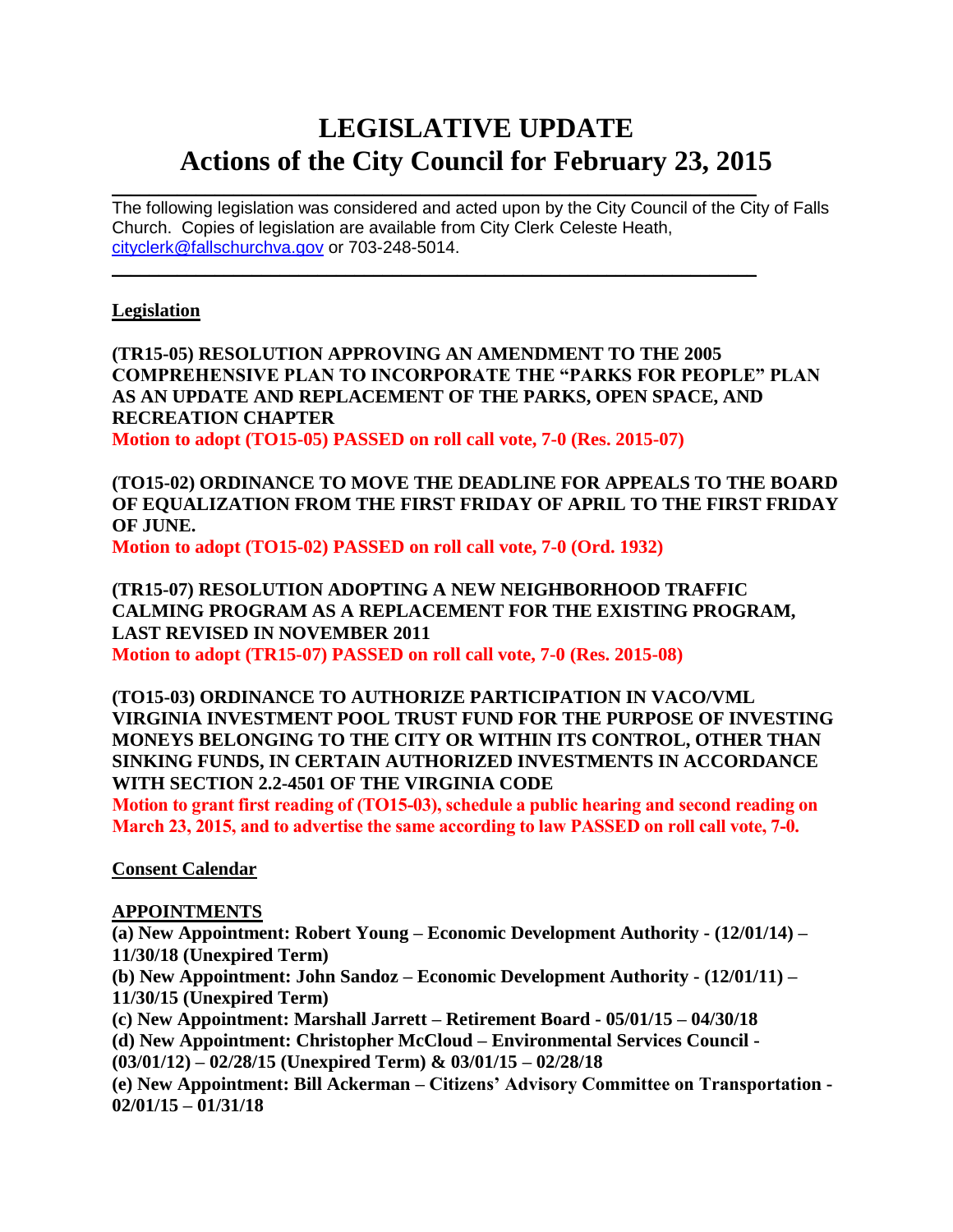# LEGISLATIVE UPDATE
# Actions of the City Council for February 23, 2015

---

The following legislation was considered and acted upon by the City Council of the City of Falls Church. Copies of legislation are available from City Clerk Celeste Heath, cityclerk@fallschurchva.gov or 703-248-5014.

---

**Legislation**

**(TR15-05) RESOLUTION APPROVING AN AMENDMENT TO THE 2005 COMPREHENSIVE PLAN TO INCORPORATE THE "PARKS FOR PEOPLE" PLAN AS AN UPDATE AND REPLACEMENT OF THE PARKS, OPEN SPACE, AND RECREATION CHAPTER**
**Motion to adopt (TO15-05) PASSED on roll call vote, 7-0 (Res. 2015-07)**

**(TO15-02) ORDINANCE TO MOVE THE DEADLINE FOR APPEALS TO THE BOARD OF EQUALIZATION FROM THE FIRST FRIDAY OF APRIL TO THE FIRST FRIDAY OF JUNE.**
**Motion to adopt (TO15-02) PASSED on roll call vote, 7-0 (Ord. 1932)**

**(TR15-07) RESOLUTION ADOPTING A NEW NEIGHBORHOOD TRAFFIC CALMING PROGRAM AS A REPLACEMENT FOR THE EXISTING PROGRAM, LAST REVISED IN NOVEMBER 2011**
**Motion to adopt (TR15-07) PASSED on roll call vote, 7-0 (Res. 2015-08)**

**(TO15-03) ORDINANCE TO AUTHORIZE PARTICIPATION IN VACO/VML VIRGINIA INVESTMENT POOL TRUST FUND FOR THE PURPOSE OF INVESTING MONEYS BELONGING TO THE CITY OR WITHIN ITS CONTROL, OTHER THAN SINKING FUNDS, IN CERTAIN AUTHORIZED INVESTMENTS IN ACCORDANCE WITH SECTION 2.2-4501 OF THE VIRGINIA CODE**
**Motion to grant first reading of (TO15-03), schedule a public hearing and second reading on March 23, 2015, and to advertise the same according to law PASSED on roll call vote, 7-0.**

**Consent Calendar**

**APPOINTMENTS**

**(a) New Appointment: Robert Young – Economic Development Authority - (12/01/14) – 11/30/18 (Unexpired Term)**
**(b) New Appointment: John Sandoz – Economic Development Authority - (12/01/11) – 11/30/15 (Unexpired Term)**
**(c) New Appointment: Marshall Jarrett – Retirement Board - 05/01/15 – 04/30/18**
**(d) New Appointment: Christopher McCloud – Environmental Services Council - (03/01/12) – 02/28/15 (Unexpired Term) & 03/01/15 – 02/28/18**
**(e) New Appointment: Bill Ackerman – Citizens' Advisory Committee on Transportation - 02/01/15 – 01/31/18**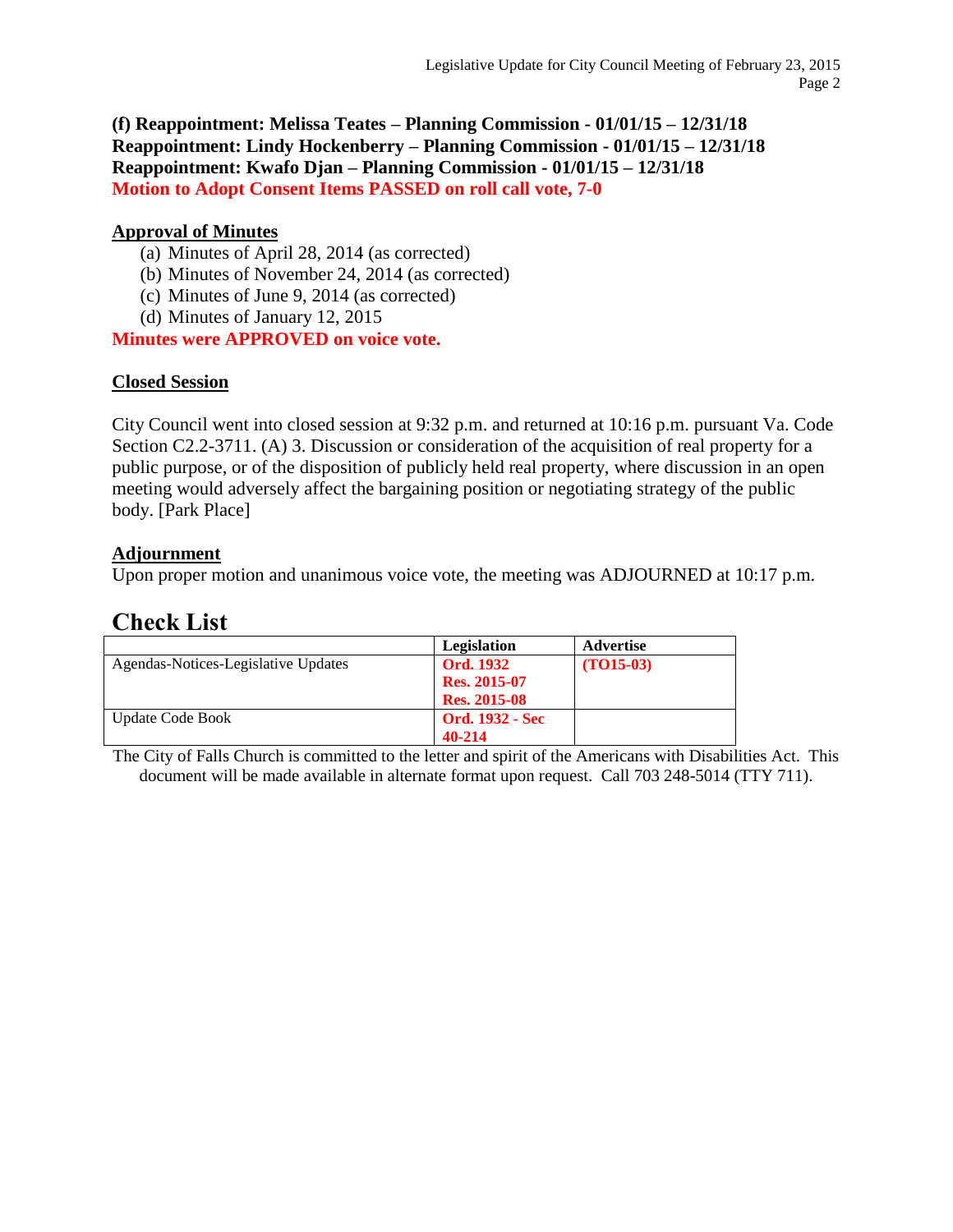**(f) Reappointment: Melissa Teates – Planning Commission - 01/01/15 – 12/31/18**
**Reappointment: Lindy Hockenberry – Planning Commission - 01/01/15 – 12/31/18**
**Reappointment: Kwafo Djan – Planning Commission - 01/01/15 – 12/31/18**
**Motion to Adopt Consent Items PASSED on roll call vote, 7-0**

**Approval of Minutes**

(a) Minutes of April 28, 2014 (as corrected)
(b) Minutes of November 24, 2014 (as corrected)
(c) Minutes of June 9, 2014 (as corrected)
(d) Minutes of January 12, 2015

**Minutes were APPROVED on voice vote.**

**Closed Session**

City Council went into closed session at 9:32 p.m. and returned at 10:16 p.m. pursuant Va. Code Section C2.2-3711. (A) 3. Discussion or consideration of the acquisition of real property for a public purpose, or of the disposition of publicly held real property, where discussion in an open meeting would adversely affect the bargaining position or negotiating strategy of the public body. [Park Place]

**Adjournment**

Upon proper motion and unanimous voice vote, the meeting was ADJOURNED at 10:17 p.m.

## Check List

| | Legislation | Advertise |
|---|---|---|
| Agendas-Notices-Legislative Updates | **Ord. 1932**<br>**Res. 2015-07**<br>**Res. 2015-08** | **(TO15-03)** |
| Update Code Book | **Ord. 1932 - Sec 40-214** | |

The City of Falls Church is committed to the letter and spirit of the Americans with Disabilities Act. This document will be made available in alternate format upon request. Call 703 248-5014 (TTY 711).